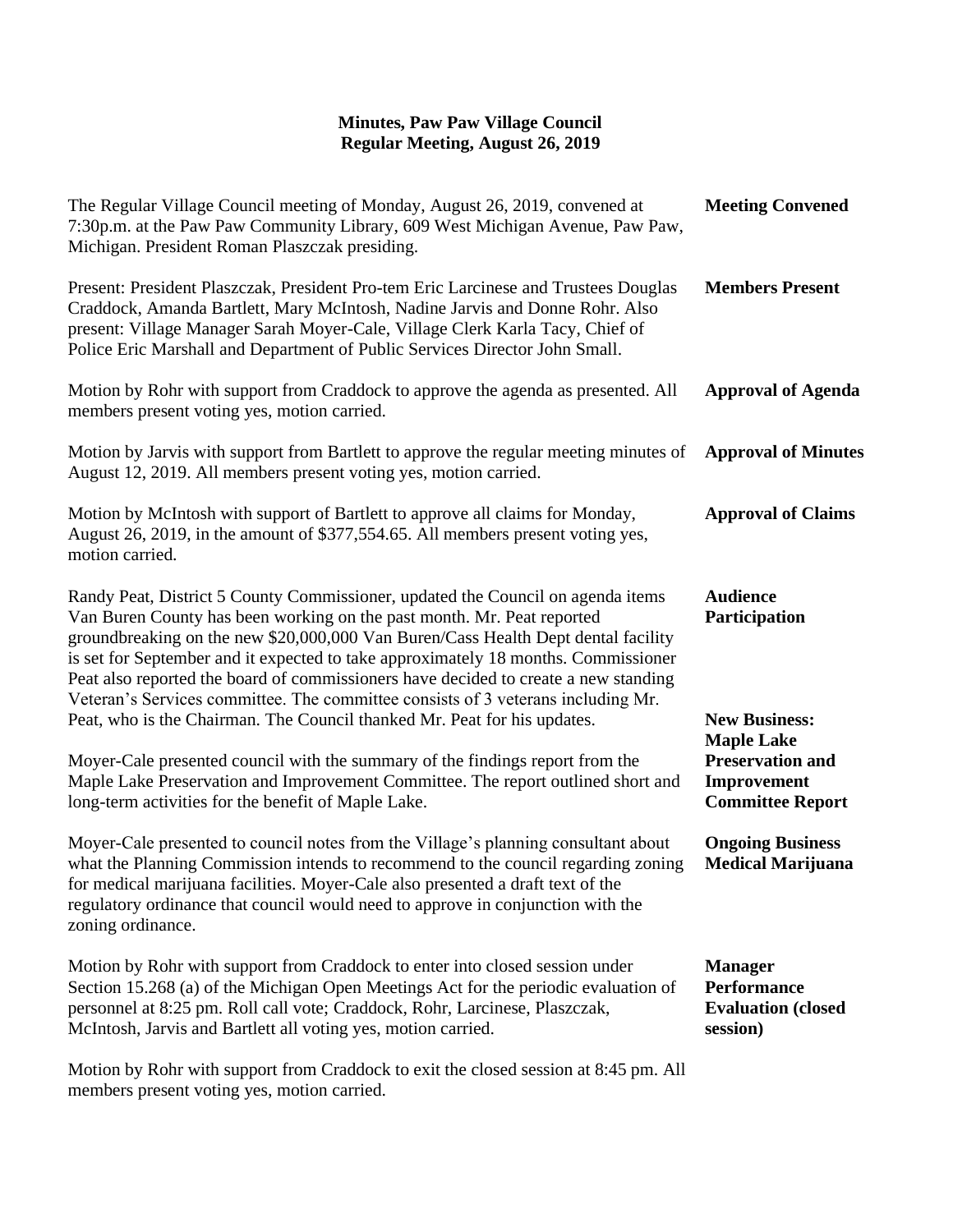# Minutes, Paw Paw Village Council
## Regular Meeting, August 26, 2019

**Meeting Convened**

The Regular Village Council meeting of Monday, August 26, 2019, convened at 7:30p.m. at the Paw Paw Community Library, 609 West Michigan Avenue, Paw Paw, Michigan. President Roman Plaszczak presiding.

**Members Present**

Present: President Plaszczak, President Pro-tem Eric Larcinese and Trustees Douglas Craddock, Amanda Bartlett, Mary McIntosh, Nadine Jarvis and Donne Rohr. Also present: Village Manager Sarah Moyer-Cale, Village Clerk Karla Tacy, Chief of Police Eric Marshall and Department of Public Services Director John Small.

**Approval of Agenda**

Motion by Rohr with support from Craddock to approve the agenda as presented. All members present voting yes, motion carried.

**Approval of Minutes**

Motion by Jarvis with support from Bartlett to approve the regular meeting minutes of August 12, 2019. All members present voting yes, motion carried.

**Approval of Claims**

Motion by McIntosh with support of Bartlett to approve all claims for Monday, August 26, 2019, in the amount of $377,554.65. All members present voting yes, motion carried.

**Audience Participation**

Randy Peat, District 5 County Commissioner, updated the Council on agenda items Van Buren County has been working on the past month. Mr. Peat reported groundbreaking on the new $20,000,000 Van Buren/Cass Health Dept dental facility is set for September and it expected to take approximately 18 months. Commissioner Peat also reported the board of commissioners have decided to create a new standing Veteran's Services committee. The committee consists of 3 veterans including Mr. Peat, who is the Chairman. The Council thanked Mr. Peat for his updates.

**New Business: Maple Lake Preservation and Improvement Committee Report**

Moyer-Cale presented council with the summary of the findings report from the Maple Lake Preservation and Improvement Committee. The report outlined short and long-term activities for the benefit of Maple Lake.

**Ongoing Business Medical Marijuana**

Moyer-Cale presented to council notes from the Village's planning consultant about what the Planning Commission intends to recommend to the council regarding zoning for medical marijuana facilities. Moyer-Cale also presented a draft text of the regulatory ordinance that council would need to approve in conjunction with the zoning ordinance.

**Manager Performance Evaluation (closed session)**

Motion by Rohr with support from Craddock to enter into closed session under Section 15.268 (a) of the Michigan Open Meetings Act for the periodic evaluation of personnel at 8:25 pm. Roll call vote; Craddock, Rohr, Larcinese, Plaszczak, McIntosh, Jarvis and Bartlett all voting yes, motion carried.

Motion by Rohr with support from Craddock to exit the closed session at 8:45 pm. All members present voting yes, motion carried.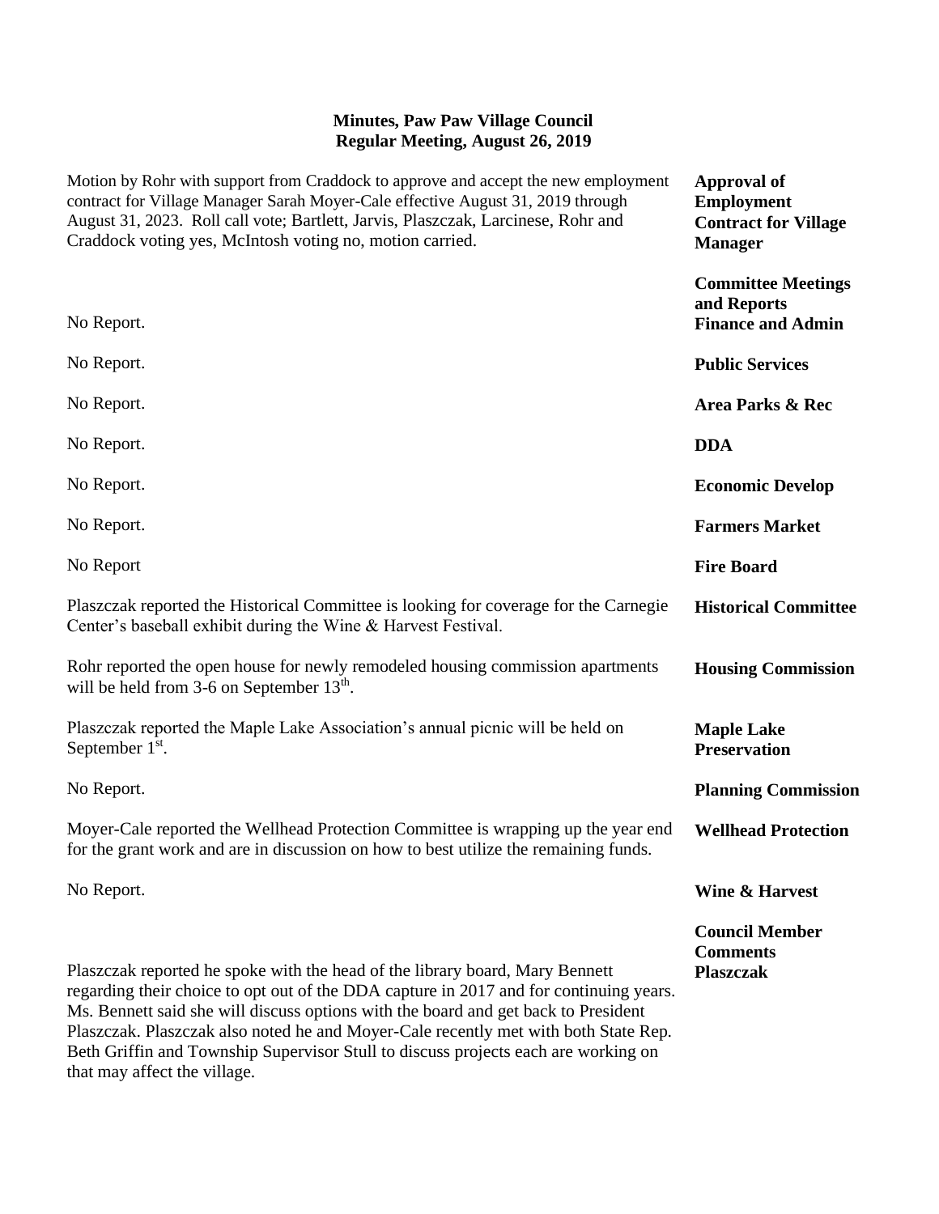**Minutes, Paw Paw Village Council**
**Regular Meeting, August 26, 2019**

**Approval of Employment Contract for Village Manager**

Motion by Rohr with support from Craddock to approve and accept the new employment contract for Village Manager Sarah Moyer-Cale effective August 31, 2019 through August 31, 2023. Roll call vote; Bartlett, Jarvis, Plaszczak, Larcinese, Rohr and Craddock voting yes, McIntosh voting no, motion carried.

**Committee Meetings and Reports**

**Finance and Admin**

No Report.

**Public Services**

No Report.

**Area Parks & Rec**

No Report.

**DDA**

No Report.

**Economic Develop**

No Report.

**Farmers Market**

No Report.

**Fire Board**

No Report

**Historical Committee**

Plaszczak reported the Historical Committee is looking for coverage for the Carnegie Center's baseball exhibit during the Wine & Harvest Festival.

**Housing Commission**

Rohr reported the open house for newly remodeled housing commission apartments will be held from 3-6 on September 13th.

**Maple Lake Preservation**

Plaszczak reported the Maple Lake Association's annual picnic will be held on September 1st.

**Planning Commission**

No Report.

**Wellhead Protection**

Moyer-Cale reported the Wellhead Protection Committee is wrapping up the year end for the grant work and are in discussion on how to best utilize the remaining funds.

**Wine & Harvest**

No Report.

**Council Member Comments**

**Plaszczak**

Plaszczak reported he spoke with the head of the library board, Mary Bennett regarding their choice to opt out of the DDA capture in 2017 and for continuing years. Ms. Bennett said she will discuss options with the board and get back to President Plaszczak. Plaszczak also noted he and Moyer-Cale recently met with both State Rep. Beth Griffin and Township Supervisor Stull to discuss projects each are working on that may affect the village.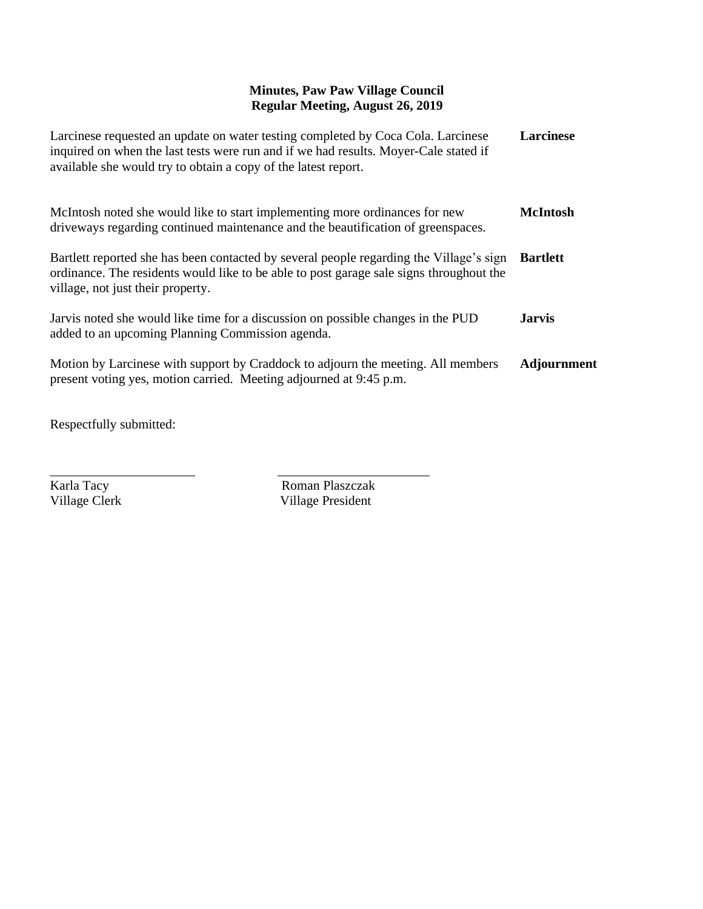**Minutes, Paw Paw Village Council**
**Regular Meeting, August 26, 2019**

| | |
|---|---|
| Larcinese requested an update on water testing completed by Coca Cola. Larcinese inquired on when the last tests were run and if we had results. Moyer-Cale stated if available she would try to obtain a copy of the latest report. | **Larcinese** |
| McIntosh noted she would like to start implementing more ordinances for new driveways regarding continued maintenance and the beautification of greenspaces. | **McIntosh** |
| Bartlett reported she has been contacted by several people regarding the Village's sign ordinance. The residents would like to be able to post garage sale signs throughout the village, not just their property. | **Bartlett** |
| Jarvis noted she would like time for a discussion on possible changes in the PUD added to an upcoming Planning Commission agenda. | **Jarvis** |
| Motion by Larcinese with support by Craddock to adjourn the meeting. All members present voting yes, motion carried. Meeting adjourned at 9:45 p.m. | **Adjournment** |

Respectfully submitted:

______________________ ______________________

Karla Tacy
Village Clerk

Roman Plaszczak
Village President